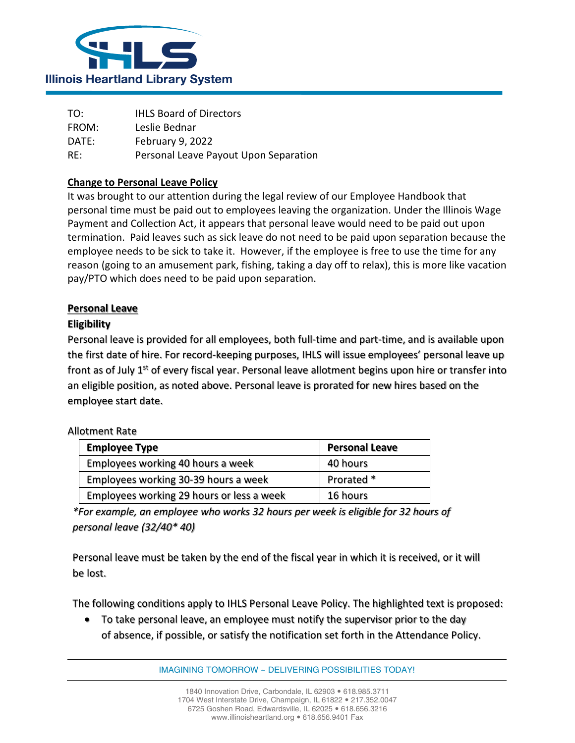TO: IHLS Board of Directors
FROM: Leslie Bednar
DATE: February 9, 2022
RE: Personal Leave Payout Upon Separation

**Change to Personal Leave Policy**

It was brought to our attention during the legal review of our Employee Handbook that personal time must be paid out to employees leaving the organization. Under the Illinois Wage Payment and Collection Act, it appears that personal leave would need to be paid out upon termination. Paid leaves such as sick leave do not need to be paid upon separation because the employee needs to be sick to take it. However, if the employee is free to use the time for any reason (going to an amusement park, fishing, taking a day off to relax), this is more like vacation pay/PTO which does need to be paid upon separation.

**Personal Leave**

**Eligibility**

Personal leave is provided for all employees, both full-time and part-time, and is available upon the first date of hire. For record-keeping purposes, IHLS will issue employees' personal leave up front as of July 1st of every fiscal year. Personal leave allotment begins upon hire or transfer into an eligible position, as noted above. Personal leave is prorated for new hires based on the employee start date.

Allotment Rate

| Employee Type | Personal Leave |
|---|---|
| Employees working 40 hours a week | 40 hours |
| Employees working 30-39 hours a week | Prorated * |
| Employees working 29 hours or less a week | 16 hours |

*\*For example, an employee who works 32 hours per week is eligible for 32 hours of personal leave (32/40\* 40)*

Personal leave must be taken by the end of the fiscal year in which it is received, or it will be lost.

The following conditions apply to IHLS Personal Leave Policy. The highlighted text is proposed:

- To take personal leave, an employee must notify the supervisor prior to the day of absence, if possible, or satisfy the notification set forth in the Attendance Policy.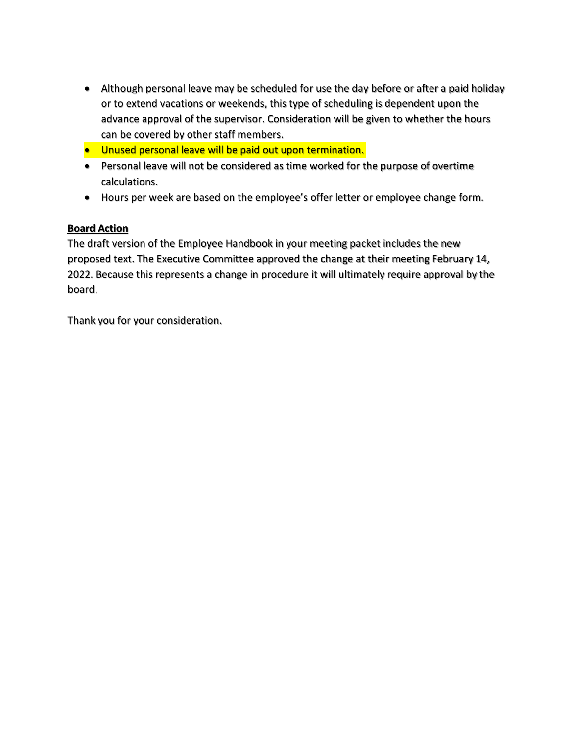- Although personal leave may be scheduled for use the day before or after a paid holiday or to extend vacations or weekends, this type of scheduling is dependent upon the advance approval of the supervisor. Consideration will be given to whether the hours can be covered by other staff members.
- Unused personal leave will be paid out upon termination.
- Personal leave will not be considered as time worked for the purpose of overtime calculations.
- Hours per week are based on the employee's offer letter or employee change form.

**Board Action**

The draft version of the Employee Handbook in your meeting packet includes the new proposed text. The Executive Committee approved the change at their meeting February 14, 2022. Because this represents a change in procedure it will ultimately require approval by the board.

Thank you for your consideration.